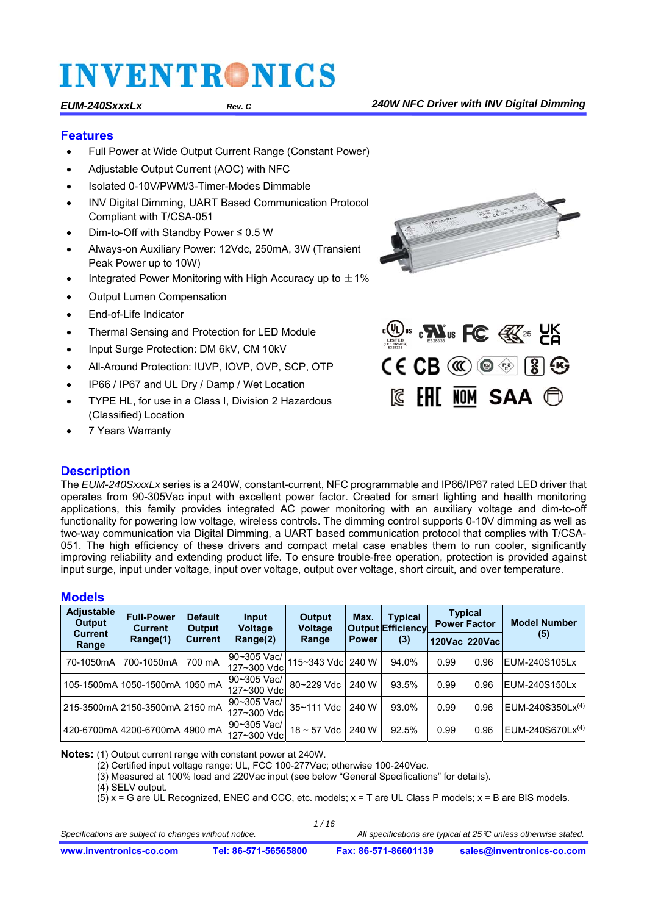# INVENTRONICS

*EUM-240SxxxLx* *Rev. C* *240W NFC Driver with INV Digital Dimming*

## Features

- Full Power at Wide Output Current Range (Constant Power)
- Adjustable Output Current (AOC) with NFC
- Isolated 0-10V/PWM/3-Timer-Modes Dimmable
- INV Digital Dimming, UART Based Communication Protocol Compliant with T/CSA-051
- Dim-to-Off with Standby Power ≤ 0.5 W
- Always-on Auxiliary Power: 12Vdc, 250mA, 3W (Transient Peak Power up to 10W)
- Integrated Power Monitoring with High Accuracy up to ±1%
- Output Lumen Compensation
- End-of-Life Indicator
- Thermal Sensing and Protection for LED Module
- Input Surge Protection: DM 6kV, CM 10kV
- All-Around Protection: IUVP, IOVP, OVP, SCP, OTP
- IP66 / IP67 and UL Dry / Damp / Wet Location
- TYPE HL, for use in a Class I, Division 2 Hazardous (Classified) Location
- 7 Years Warranty

## Description

The *EUM-240SxxxLx* series is a 240W, constant-current, NFC programmable and IP66/IP67 rated LED driver that operates from 90-305Vac input with excellent power factor. Created for smart lighting and health monitoring applications, this family provides integrated AC power monitoring with an auxiliary voltage and dim-to-off functionality for powering low voltage, wireless controls. The dimming control supports 0-10V dimming as well as two-way communication via Digital Dimming, a UART based communication protocol that complies with T/CSA-051. The high efficiency of these drivers and compact metal case enables them to run cooler, significantly improving reliability and extending product life. To ensure trouble-free operation, protection is provided against input surge, input under voltage, input over voltage, output over voltage, short circuit, and over temperature.

## Models

| Adjustable Output Current Range | Full-Power Current Range(1) | Default Output Current | Input Voltage Range(2) | Output Voltage Range | Max. Output Power | Typical Efficiency (3) | Typical Power Factor | | Model Number (5) |
|---|---|---|---|---|---|---|---|---|---|
| | | | | | | | 120Vac | 220Vac | |
| 70-1050mA | 700-1050mA | 700 mA | 90~305 Vac/ 127~300 Vdc | 115~343 Vdc | 240 W | 94.0% | 0.99 | 0.96 | EUM-240S105Lx |
| 105-1500mA | 1050-1500mA | 1050 mA | 90~305 Vac/ 127~300 Vdc | 80~229 Vdc | 240 W | 93.5% | 0.99 | 0.96 | EUM-240S150Lx |
| 215-3500mA | 2150-3500mA | 2150 mA | 90~305 Vac/ 127~300 Vdc | 35~111 Vdc | 240 W | 93.0% | 0.99 | 0.96 | EUM-240S350Lx(4) |
| 420-6700mA | 4200-6700mA | 4900 mA | 90~305 Vac/ 127~300 Vdc | 18 ~ 57 Vdc | 240 W | 92.5% | 0.99 | 0.96 | EUM-240S670Lx(4) |

**Notes:** (1) Output current range with constant power at 240W.
(2) Certified input voltage range: UL, FCC 100-277Vac; otherwise 100-240Vac.
(3) Measured at 100% load and 220Vac input (see below "General Specifications" for details).
(4) SELV output.
(5) x = G are UL Recognized, ENEC and CCC, etc. models; x = T are UL Class P models; x = B are BIS models.

*Specifications are subject to changes without notice.* *All specifications are typical at 25°C unless otherwise stated.*

www.inventronics-co.com Tel: 86-571-56565800 Fax: 86-571-86601139 sales@inventronics-co.com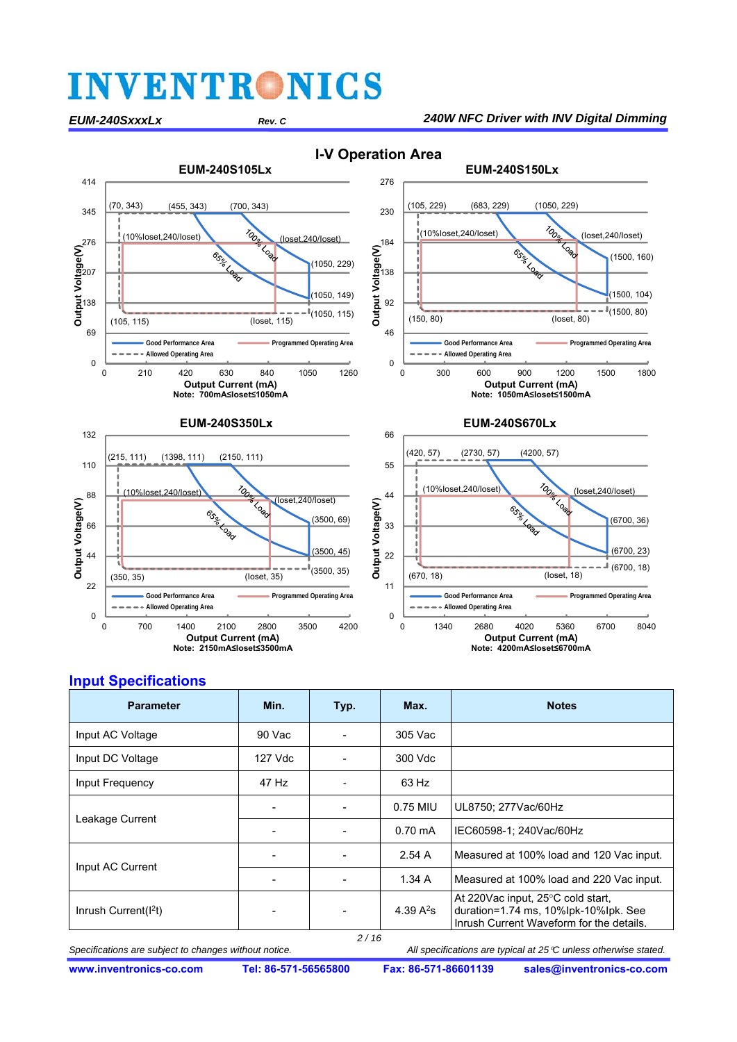## I-V Operation Area

**EUM-240S105Lx**

414
345
276
207
138
69
0

(70, 343) (455, 343) (700, 343)
(10%Ioset,240/Ioset)
(Ioset,240/Ioset)
100% Load
65% Load
(1050, 229)
(1050, 149)
(1050, 115)
(105, 115) (Ioset, 115)

Good Performance Area
Programmed Operating Area
Allowed Operating Area

0 210 420 630 840 1050 1260

Output Voltage(V)
Output Current (mA)
Note: 700mA≤Ioset≤1050mA

**EUM-240S150Lx**

276
230
184
138
92
46
0

(105, 229) (683, 229) (1050, 229)
(10%Ioset,240/Ioset)
(Ioset,240/Ioset)
100% Load
65% Load
(1500, 160)
(1500, 104)
(1500, 80)
(150, 80) (Ioset, 80)

Good Performance Area
Programmed Operating Area
Allowed Operating Area

0 300 600 900 1200 1500 1800

Output Voltage(V)
Output Current (mA)
Note: 1050mA≤Ioset≤1500mA

**EUM-240S350Lx**

132
110
88
66
44
22
0

(215, 111) (1398, 111) (2150, 111)
(10%Ioset,240/Ioset)
(Ioset,240/Ioset)
100% Load
65% Load
(3500, 69)
(3500, 45)
(3500, 35)
(350, 35) (Ioset, 35)

Good Performance Area
Programmed Operating Area
Allowed Operating Area

0 700 1400 2100 2800 3500 4200

Output Voltage(V)
Output Current (mA)
Note: 2150mA≤Ioset≤3500mA

**EUM-240S670Lx**

66
55
44
33
22
11
0

(420, 57) (2730, 57) (4200, 57)
(10%Ioset,240/Ioset)
(Ioset,240/Ioset)
100% Load
65% Load
(6700, 36)
(6700, 23)
(6700, 18)
(670, 18) (Ioset, 18)

Good Performance Area
Programmed Operating Area
Allowed Operating Area

0 1340 2680 4020 5360 6700 8040

Output Voltage(V)
Output Current (mA)
Note: 4200mA≤Ioset≤6700mA

## Input Specifications

| Parameter | Min. | Typ. | Max. | Notes |
|---|---|---|---|---|
| Input AC Voltage | 90 Vac | - | 305 Vac | |
| Input DC Voltage | 127 Vdc | - | 300 Vdc | |
| Input Frequency | 47 Hz | - | 63 Hz | |
| Leakage Current | - | - | 0.75 MIU | UL8750; 277Vac/60Hz |
| | - | - | 0.70 mA | IEC60598-1; 240Vac/60Hz |
| Input AC Current | - | - | 2.54 A | Measured at 100% load and 120 Vac input. |
| | - | - | 1.34 A | Measured at 100% load and 220 Vac input. |
| Inrush Current($I^2t$) | - | - | 4.39 $A^2s$ | At 220Vac input, 25°C cold start, duration=1.74 ms, 10%Ipk-10%Ipk. See Inrush Current Waveform for the details. |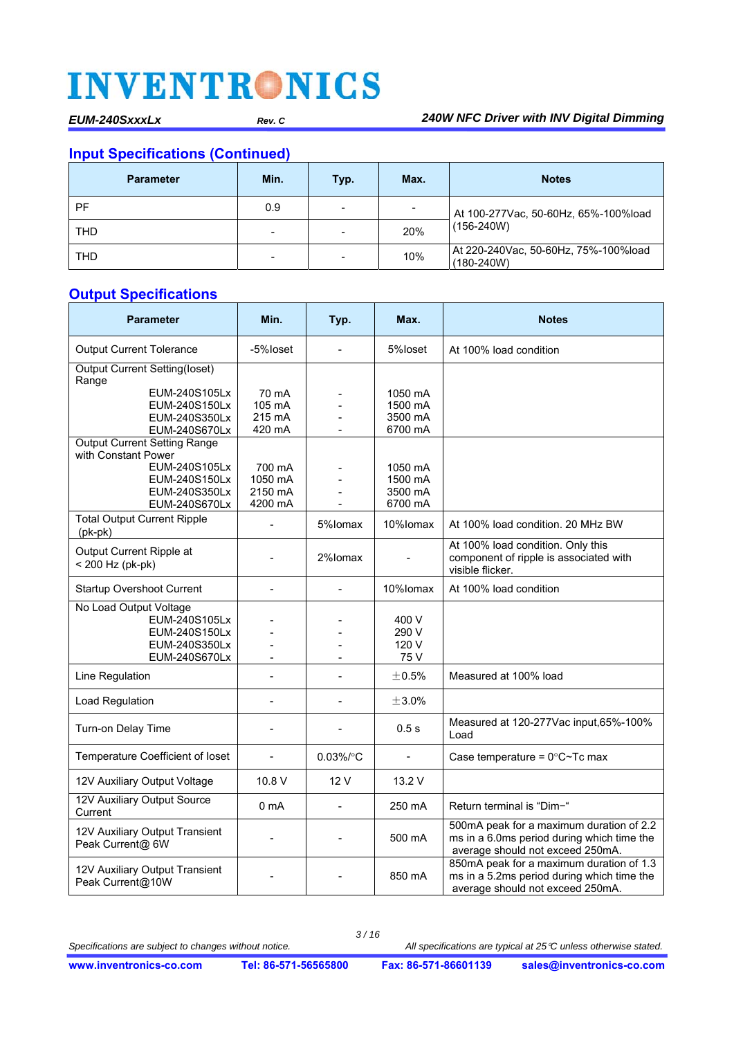## Input Specifications (Continued)

| Parameter | Min. | Typ. | Max. | Notes |
|---|---|---|---|---|
| PF | 0.9 | - | - | At 100-277Vac, 50-60Hz, 65%-100%load (156-240W) |
| THD | - | - | 20% | |
| THD | - | - | 10% | At 220-240Vac, 50-60Hz, 75%-100%load (180-240W) |

## Output Specifications

| Parameter | Min. | Typ. | Max. | Notes |
|---|---|---|---|---|
| Output Current Tolerance | -5%Ioset | - | 5%Ioset | At 100% load condition |
| Output Current Setting(Ioset) Range<br>EUM-240S105Lx<br>EUM-240S150Lx<br>EUM-240S350Lx<br>EUM-240S670Lx | <br>70 mA<br>105 mA<br>215 mA<br>420 mA | <br>-<br>-<br>-<br>- | <br>1050 mA<br>1500 mA<br>3500 mA<br>6700 mA | |
| Output Current Setting Range with Constant Power<br>EUM-240S105Lx<br>EUM-240S150Lx<br>EUM-240S350Lx<br>EUM-240S670Lx | <br>700 mA<br>1050 mA<br>2150 mA<br>4200 mA | <br>-<br>-<br>-<br>- | <br>1050 mA<br>1500 mA<br>3500 mA<br>6700 mA | |
| Total Output Current Ripple (pk-pk) | - | 5%Iomax | 10%Iomax | At 100% load condition. 20 MHz BW |
| Output Current Ripple at < 200 Hz (pk-pk) | - | 2%Iomax | - | At 100% load condition. Only this component of ripple is associated with visible flicker. |
| Startup Overshoot Current | - | - | 10%Iomax | At 100% load condition |
| No Load Output Voltage<br>EUM-240S105Lx<br>EUM-240S150Lx<br>EUM-240S350Lx<br>EUM-240S670Lx | <br>-<br>-<br>-<br>- | <br>-<br>-<br>-<br>- | <br>400 V<br>290 V<br>120 V<br>75 V | |
| Line Regulation | - | - | ±0.5% | Measured at 100% load |
| Load Regulation | - | - | ±3.0% | |
| Turn-on Delay Time | - | - | 0.5 s | Measured at 120-277Vac input,65%-100% Load |
| Temperature Coefficient of Ioset | - | 0.03%/°C | - | Case temperature = 0°C~Tc max |
| 12V Auxiliary Output Voltage | 10.8 V | 12 V | 13.2 V | |
| 12V Auxiliary Output Source Current | 0 mA | - | 250 mA | Return terminal is "Dim-" |
| 12V Auxiliary Output Transient Peak Current@ 6W | - | - | 500 mA | 500mA peak for a maximum duration of 2.2 ms in a 6.0ms period during which time the average should not exceed 250mA. |
| 12V Auxiliary Output Transient Peak Current@10W | - | - | 850 mA | 850mA peak for a maximum duration of 1.3 ms in a 5.2ms period during which time the average should not exceed 250mA. |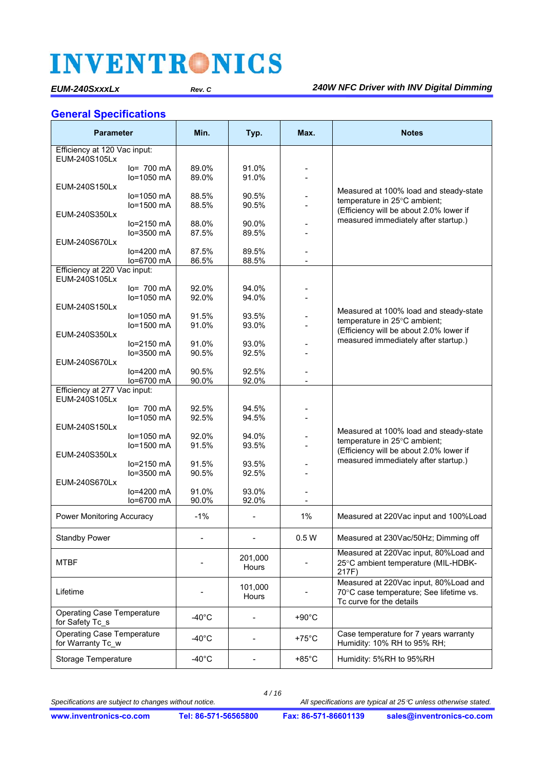## General Specifications

| Parameter | Min. | Typ. | Max. | Notes |
|---|---|---|---|---|
| Efficiency at 120 Vac input: | | | | Measured at 100% load and steady-state temperature in 25°C ambient; (Efficiency will be about 2.0% lower if measured immediately after startup.) |
| EUM-240S105Lx | | | | |
| Io= 700 mA | 89.0% | 91.0% | - | |
| Io=1050 mA | 89.0% | 91.0% | - | |
| EUM-240S150Lx | | | | |
| Io=1050 mA | 88.5% | 90.5% | - | |
| Io=1500 mA | 88.5% | 90.5% | - | |
| EUM-240S350Lx | | | | |
| Io=2150 mA | 88.0% | 90.0% | - | |
| Io=3500 mA | 87.5% | 89.5% | - | |
| EUM-240S670Lx | | | | |
| Io=4200 mA | 87.5% | 89.5% | - | |
| Io=6700 mA | 86.5% | 88.5% | - | |
| Efficiency at 220 Vac input: | | | | Measured at 100% load and steady-state temperature in 25°C ambient; (Efficiency will be about 2.0% lower if measured immediately after startup.) |
| EUM-240S105Lx | | | | |
| Io= 700 mA | 92.0% | 94.0% | - | |
| Io=1050 mA | 92.0% | 94.0% | - | |
| EUM-240S150Lx | | | | |
| Io=1050 mA | 91.5% | 93.5% | - | |
| Io=1500 mA | 91.0% | 93.0% | - | |
| EUM-240S350Lx | | | | |
| Io=2150 mA | 91.0% | 93.0% | - | |
| Io=3500 mA | 90.5% | 92.5% | - | |
| EUM-240S670Lx | | | | |
| Io=4200 mA | 90.5% | 92.5% | - | |
| Io=6700 mA | 90.0% | 92.0% | - | |
| Efficiency at 277 Vac input: | | | | Measured at 100% load and steady-state temperature in 25°C ambient; (Efficiency will be about 2.0% lower if measured immediately after startup.) |
| EUM-240S105Lx | | | | |
| Io= 700 mA | 92.5% | 94.5% | - | |
| Io=1050 mA | 92.5% | 94.5% | - | |
| EUM-240S150Lx | | | | |
| Io=1050 mA | 92.0% | 94.0% | - | |
| Io=1500 mA | 91.5% | 93.5% | - | |
| EUM-240S350Lx | | | | |
| Io=2150 mA | 91.5% | 93.5% | - | |
| Io=3500 mA | 90.5% | 92.5% | - | |
| EUM-240S670Lx | | | | |
| Io=4200 mA | 91.0% | 93.0% | - | |
| Io=6700 mA | 90.0% | 92.0% | - | |
| Power Monitoring Accuracy | -1% | - | 1% | Measured at 220Vac input and 100%Load |
| Standby Power | - | - | 0.5 W | Measured at 230Vac/50Hz; Dimming off |
| MTBF | - | 201,000 Hours | - | Measured at 220Vac input, 80%Load and 25°C ambient temperature (MIL-HDBK-217F) |
| Lifetime | - | 101,000 Hours | - | Measured at 220Vac input, 80%Load and 70°C case temperature; See lifetime vs. Tc curve for the details |
| Operating Case Temperature for Safety Tc_s | -40°C | - | +90°C | |
| Operating Case Temperature for Warranty Tc_w | -40°C | - | +75°C | Case temperature for 7 years warranty Humidity: 10% RH to 95% RH; |
| Storage Temperature | -40°C | - | +85°C | Humidity: 5%RH to 95%RH |

*Specifications are subject to changes without notice.*

*All specifications are typical at 25°C unless otherwise stated.*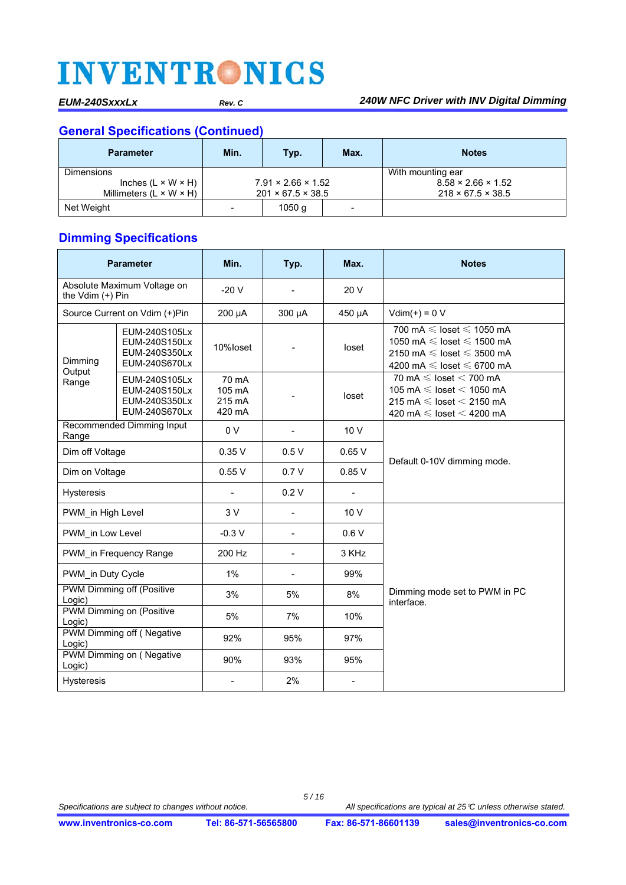## General Specifications (Continued)

| Parameter | Min. | Typ. | Max. | Notes |
|---|---|---|---|---|
| Dimensions<br>Inches (L × W × H)<br>Millimeters (L × W × H) | | 7.91 × 2.66 × 1.52<br>201 × 67.5 × 38.5 | | With mounting ear<br>8.58 × 2.66 × 1.52<br>218 × 67.5 × 38.5 |
| Net Weight | - | 1050 g | - | |

## Dimming Specifications

| Parameter | | Min. | Typ. | Max. | Notes |
|---|---|---|---|---|---|
| Absolute Maximum Voltage on the Vdim (+) Pin | | -20 V | - | 20 V | |
| Source Current on Vdim (+)Pin | | 200 μA | 300 μA | 450 μA | Vdim(+) = 0 V |
| Dimming Output Range | EUM-240S105Lx<br>EUM-240S150Lx<br>EUM-240S350Lx<br>EUM-240S670Lx | 10%Ioset | - | Ioset | 700 mA ≤ Ioset ≤ 1050 mA<br>1050 mA ≤ Ioset ≤ 1500 mA<br>2150 mA ≤ Ioset ≤ 3500 mA<br>4200 mA ≤ Ioset ≤ 6700 mA |
| | EUM-240S105Lx<br>EUM-240S150Lx<br>EUM-240S350Lx<br>EUM-240S670Lx | 70 mA<br>105 mA<br>215 mA<br>420 mA | - | Ioset | 70 mA ≤ Ioset < 700 mA<br>105 mA ≤ Ioset < 1050 mA<br>215 mA ≤ Ioset < 2150 mA<br>420 mA ≤ Ioset < 4200 mA |
| Recommended Dimming Input Range | | 0 V | - | 10 V | Default 0-10V dimming mode. |
| Dim off Voltage | | 0.35 V | 0.5 V | 0.65 V | |
| Dim on Voltage | | 0.55 V | 0.7 V | 0.85 V | |
| Hysteresis | | - | 0.2 V | - | |
| PWM_in High Level | | 3 V | - | 10 V | Dimming mode set to PWM in PC interface. |
| PWM_in Low Level | | -0.3 V | - | 0.6 V | |
| PWM_in Frequency Range | | 200 Hz | - | 3 KHz | |
| PWM_in Duty Cycle | | 1% | - | 99% | |
| PWM Dimming off (Positive Logic) | | 3% | 5% | 8% | |
| PWM Dimming on (Positive Logic) | | 5% | 7% | 10% | |
| PWM Dimming off ( Negative Logic) | | 92% | 95% | 97% | |
| PWM Dimming on ( Negative Logic) | | 90% | 93% | 95% | |
| Hysteresis | | - | 2% | - | |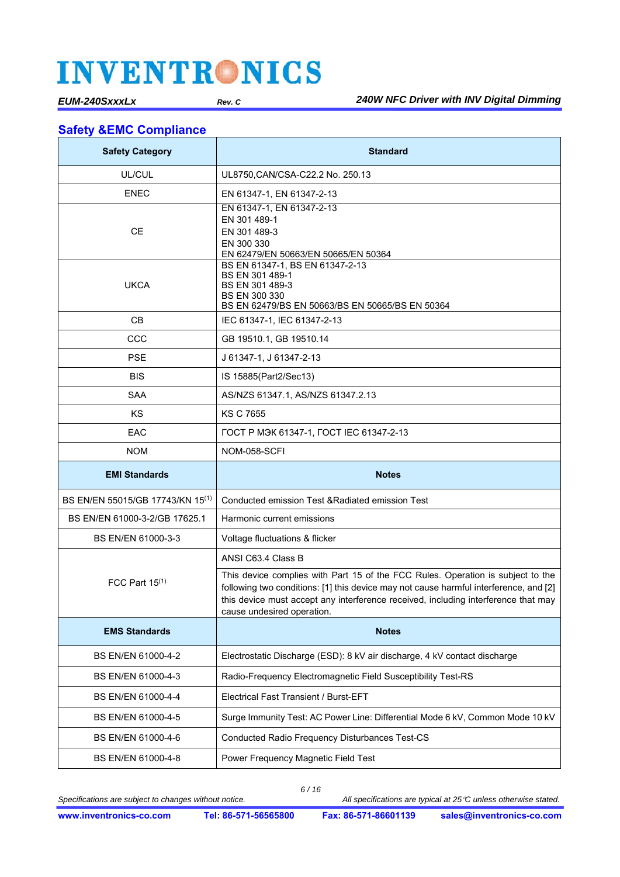## Safety &EMC Compliance

| Safety Category | Standard |
|---|---|
| UL/CUL | UL8750,CAN/CSA-C22.2 No. 250.13 |
| ENEC | EN 61347-1, EN 61347-2-13 |
| CE | EN 61347-1, EN 61347-2-13<br>EN 301 489-1<br>EN 301 489-3<br>EN 300 330<br>EN 62479/EN 50663/EN 50665/EN 50364 |
| UKCA | BS EN 61347-1, BS EN 61347-2-13<br>BS EN 301 489-1<br>BS EN 301 489-3<br>BS EN 300 330<br>BS EN 62479/BS EN 50663/BS EN 50665/BS EN 50364 |
| CB | IEC 61347-1, IEC 61347-2-13 |
| CCC | GB 19510.1, GB 19510.14 |
| PSE | J 61347-1, J 61347-2-13 |
| BIS | IS 15885(Part2/Sec13) |
| SAA | AS/NZS 61347.1, AS/NZS 61347.2.13 |
| KS | KS C 7655 |
| EAC | ГОСТ Р МЭК 61347-1, ГОСТ IEC 61347-2-13 |
| NOM | NOM-058-SCFI |
| **EMI Standards** | **Notes** |
| BS EN/EN 55015/GB 17743/KN 15(1) | Conducted emission Test &Radiated emission Test |
| BS EN/EN 61000-3-2/GB 17625.1 | Harmonic current emissions |
| BS EN/EN 61000-3-3 | Voltage fluctuations & flicker |
| FCC Part 15(1) | ANSI C63.4 Class B<br>This device complies with Part 15 of the FCC Rules. Operation is subject to the following two conditions: [1] this device may not cause harmful interference, and [2] this device must accept any interference received, including interference that may cause undesired operation. |
| **EMS Standards** | **Notes** |
| BS EN/EN 61000-4-2 | Electrostatic Discharge (ESD): 8 kV air discharge, 4 kV contact discharge |
| BS EN/EN 61000-4-3 | Radio-Frequency Electromagnetic Field Susceptibility Test-RS |
| BS EN/EN 61000-4-4 | Electrical Fast Transient / Burst-EFT |
| BS EN/EN 61000-4-5 | Surge Immunity Test: AC Power Line: Differential Mode 6 kV, Common Mode 10 kV |
| BS EN/EN 61000-4-6 | Conducted Radio Frequency Disturbances Test-CS |
| BS EN/EN 61000-4-8 | Power Frequency Magnetic Field Test |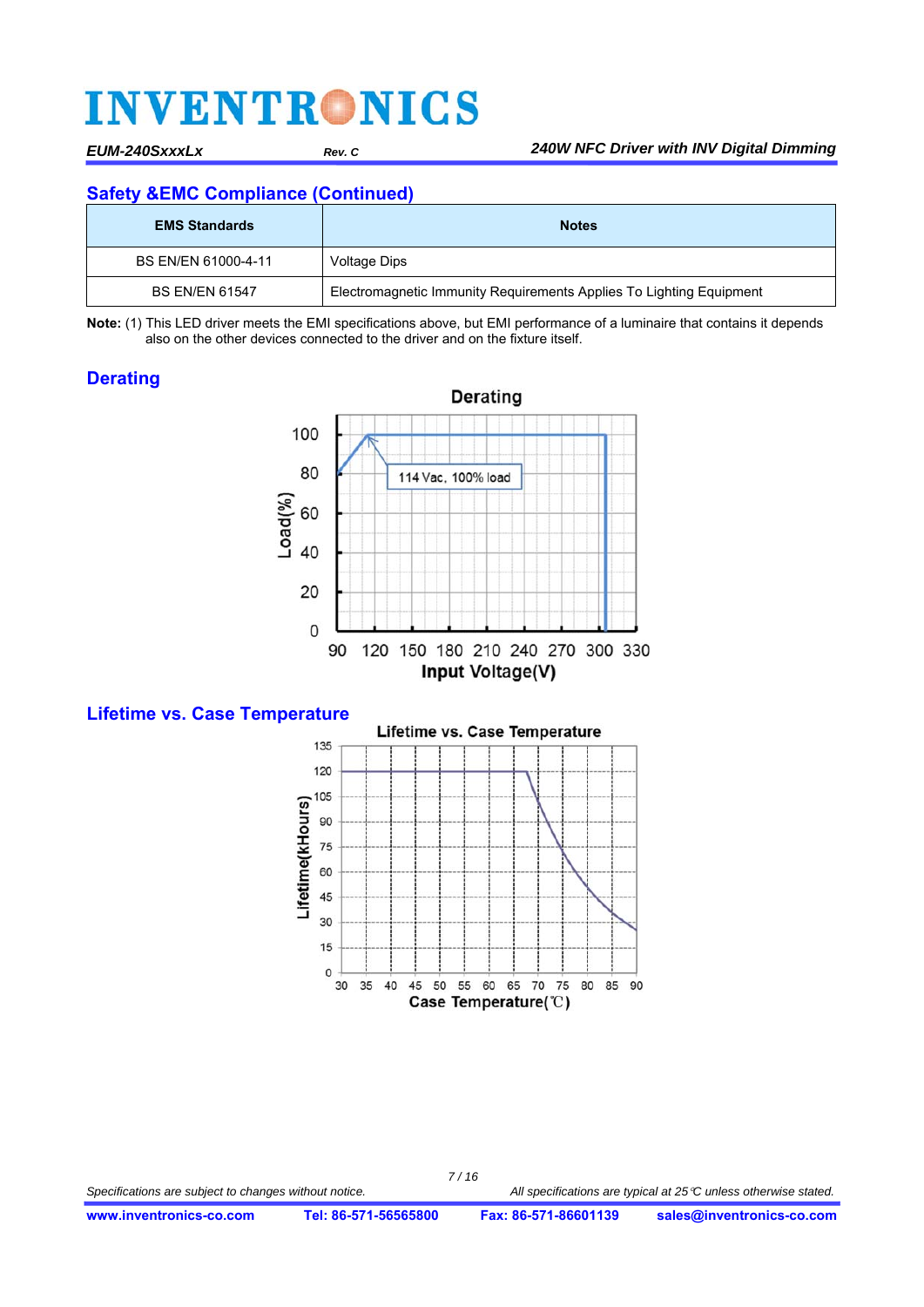## Safety &EMC Compliance (Continued)

| EMS Standards | Notes |
|---|---|
| BS EN/EN 61000-4-11 | Voltage Dips |
| BS EN/EN 61547 | Electromagnetic Immunity Requirements Applies To Lighting Equipment |

**Note:** (1) This LED driver meets the EMI specifications above, but EMI performance of a luminaire that contains it depends also on the other devices connected to the driver and on the fixture itself.

## Derating

Derating

Load(%)

100
80
60
40
20
0

114 Vac, 100% load

90 120 150 180 210 240 270 300 330

Input Voltage(V)

## Lifetime vs. Case Temperature

Lifetime vs. Case Temperature

Lifetime(kHours)

135
120
105
90
75
60
45
30
15
0

30 35 40 45 50 55 60 65 70 75 80 85 90

Case Temperature(℃)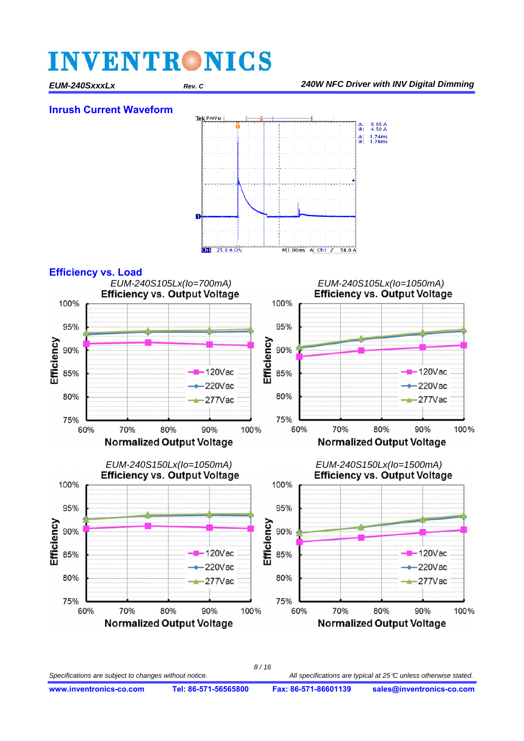## Inrush Current Waveform

Tek PreVu

Δ: 6.00 A
@: 4.50 A
Δ: 1.74ms
@: 1.70ms

Ch1 25.0 A Ω M 1.00ms A Ch1 ∫ 58.0 A

## Efficiency vs. Load

*EUM-240S105Lx(Io=700mA)*

**Efficiency vs. Output Voltage**

Efficiency

100%
95%
90%
85%
80%
75%

60% 70% 80% 90% 100%

Normalized Output Voltage

120Vac
220Vac
277Vac

*EUM-240S105Lx(Io=1050mA)*

**Efficiency vs. Output Voltage**

Efficiency

100%
95%
90%
85%
80%
75%

60% 70% 80% 90% 100%

Normalized Output Voltage

120Vac
220Vac
277Vac

*EUM-240S150Lx(Io=1050mA)*

**Efficiency vs. Output Voltage**

Efficiency

100%
95%
90%
85%
80%
75%

60% 70% 80% 90% 100%

Normalized Output Voltage

120Vac
220Vac
277Vac

*EUM-240S150Lx(Io=1500mA)*

**Efficiency vs. Output Voltage**

Efficiency

100%
95%
90%
85%
80%
75%

60% 70% 80% 90% 100%

Normalized Output Voltage

120Vac
220Vac
277Vac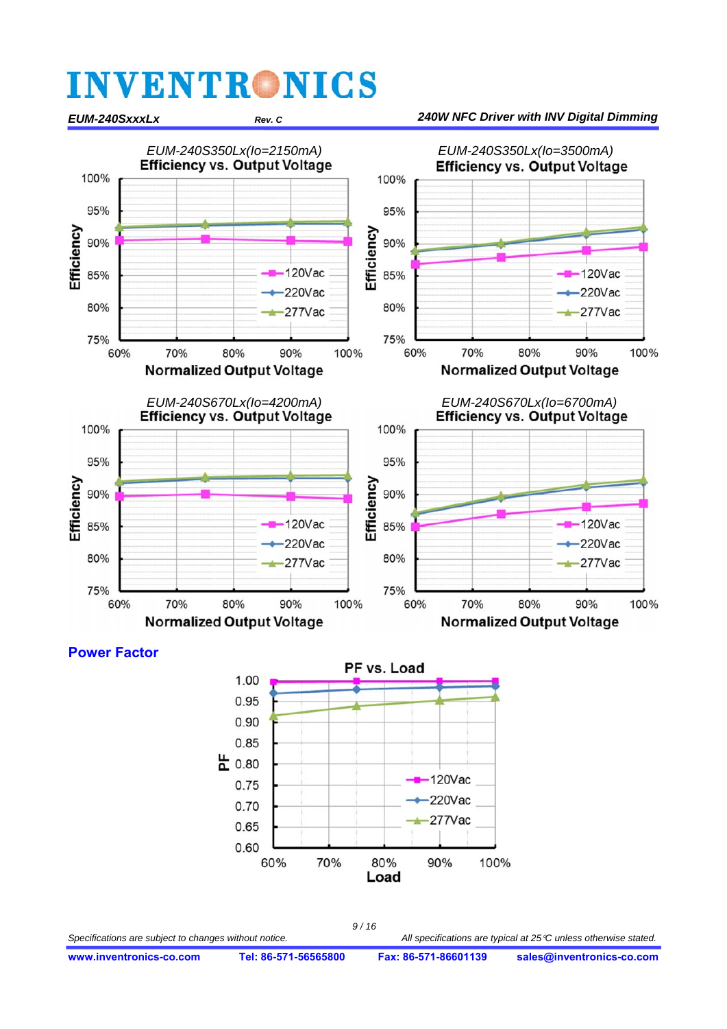EUM-240S350Lx(Io=2150mA)
Efficiency vs. Output Voltage

Efficiency
100%
95%
90%
85%
80%
75%
60% 70% 80% 90% 100%
Normalized Output Voltage
120Vac
220Vac
277Vac

EUM-240S350Lx(Io=3500mA)
Efficiency vs. Output Voltage

Efficiency
100%
95%
90%
85%
80%
75%
60% 70% 80% 90% 100%
Normalized Output Voltage
120Vac
220Vac
277Vac

EUM-240S670Lx(Io=4200mA)
Efficiency vs. Output Voltage

Efficiency
100%
95%
90%
85%
80%
75%
60% 70% 80% 90% 100%
Normalized Output Voltage
120Vac
220Vac
277Vac

EUM-240S670Lx(Io=6700mA)
Efficiency vs. Output Voltage

Efficiency
100%
95%
90%
85%
80%
75%
60% 70% 80% 90% 100%
Normalized Output Voltage
120Vac
220Vac
277Vac

## Power Factor

PF vs. Load

PF
1.00
0.95
0.90
0.85
0.80
0.75
0.70
0.65
0.60
60% 70% 80% 90% 100%
Load
120Vac
220Vac
277Vac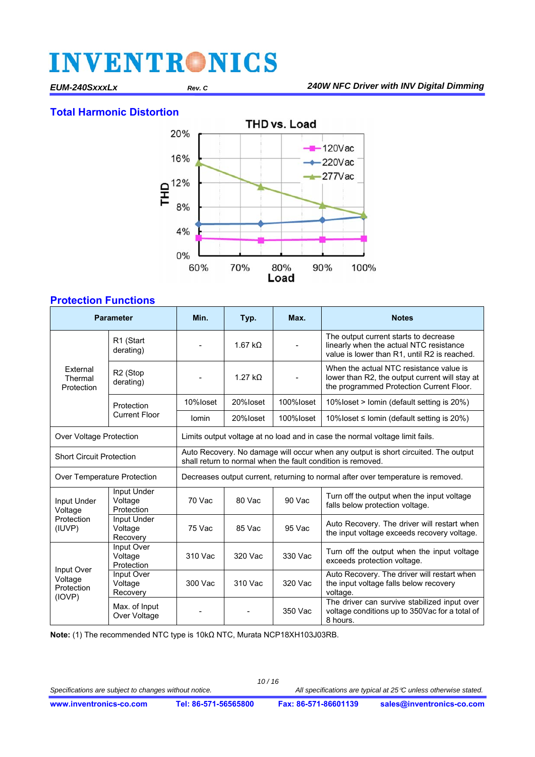## Total Harmonic Distortion

THD vs. Load

THD

20%
16%
12%
8%
4%
0%

60%
70%
80%
90%
100%

Load

120Vac
220Vac
277Vac

## Protection Functions

| Parameter | | Min. | Typ. | Max. | Notes |
|---|---|---|---|---|---|
| External Thermal Protection | R1 (Start derating) | - | 1.67 kΩ | - | The output current starts to decrease linearly when the actual NTC resistance value is lower than R1, until R2 is reached. |
| | R2 (Stop derating) | - | 1.27 kΩ | - | When the actual NTC resistance value is lower than R2, the output current will stay at the programmed Protection Current Floor. |
| | Protection Current Floor | 10%Ioset | 20%Ioset | 100%Ioset | 10%Ioset > Iomin (default setting is 20%) |
| | | Iomin | 20%Ioset | 100%Ioset | 10%Ioset ≤ Iomin (default setting is 20%) |
| Over Voltage Protection | | Limits output voltage at no load and in case the normal voltage limit fails. | | | |
| Short Circuit Protection | | Auto Recovery. No damage will occur when any output is short circuited. The output shall return to normal when the fault condition is removed. | | | |
| Over Temperature Protection | | Decreases output current, returning to normal after over temperature is removed. | | | |
| Input Under Voltage Protection (IUVP) | Input Under Voltage Protection | 70 Vac | 80 Vac | 90 Vac | Turn off the output when the input voltage falls below protection voltage. |
| | Input Under Voltage Recovery | 75 Vac | 85 Vac | 95 Vac | Auto Recovery. The driver will restart when the input voltage exceeds recovery voltage. |
| Input Over Voltage Protection (IOVP) | Input Over Voltage Protection | 310 Vac | 320 Vac | 330 Vac | Turn off the output when the input voltage exceeds protection voltage. |
| | Input Over Voltage Recovery | 300 Vac | 310 Vac | 320 Vac | Auto Recovery. The driver will restart when the input voltage falls below recovery voltage. |
| | Max. of Input Over Voltage | - | - | 350 Vac | The driver can survive stabilized input over voltage conditions up to 350Vac for a total of 8 hours. |

**Note:** (1) The recommended NTC type is 10kΩ NTC, Murata NCP18XH103J03RB.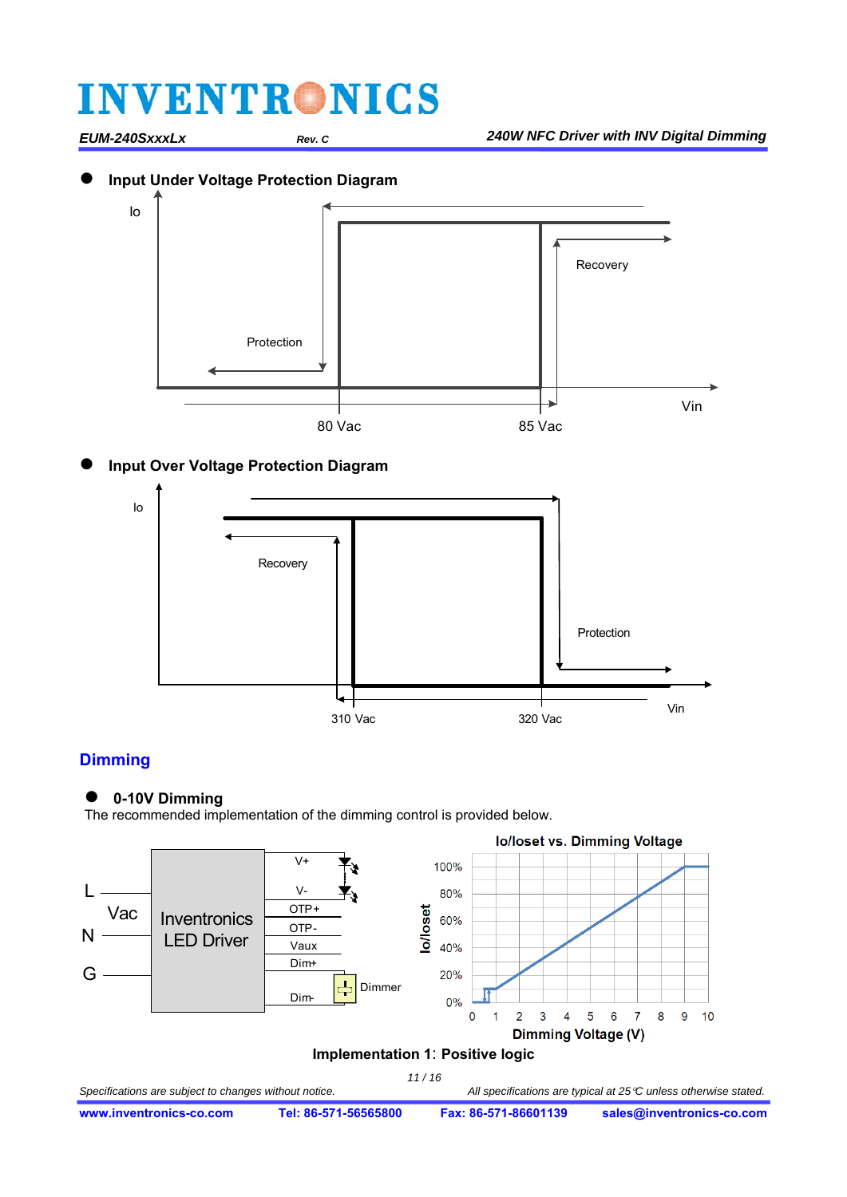- **Input Under Voltage Protection Diagram**

Io

Recovery

Protection

Vin

80 Vac

85 Vac

- **Input Over Voltage Protection Diagram**

Io

Recovery

Protection

310 Vac

320 Vac

Vin

## Dimming

- **0-10V Dimming**

The recommended implementation of the dimming control is provided below.

L

Vac

N

G

Inventronics LED Driver

V+

V-

OTP+

OTP-

Vaux

Dim+

Dim-

Dimmer

Io/Ioset vs. Dimming Voltage

Io/Ioset

100%

80%

60%

40%

20%

0%

0 1 2 3 4 5 6 7 8 9 10

Dimming Voltage (V)

**Implementation 1: Positive logic**

*Specifications are subject to changes without notice.* *All specifications are typical at 25℃ unless otherwise stated.*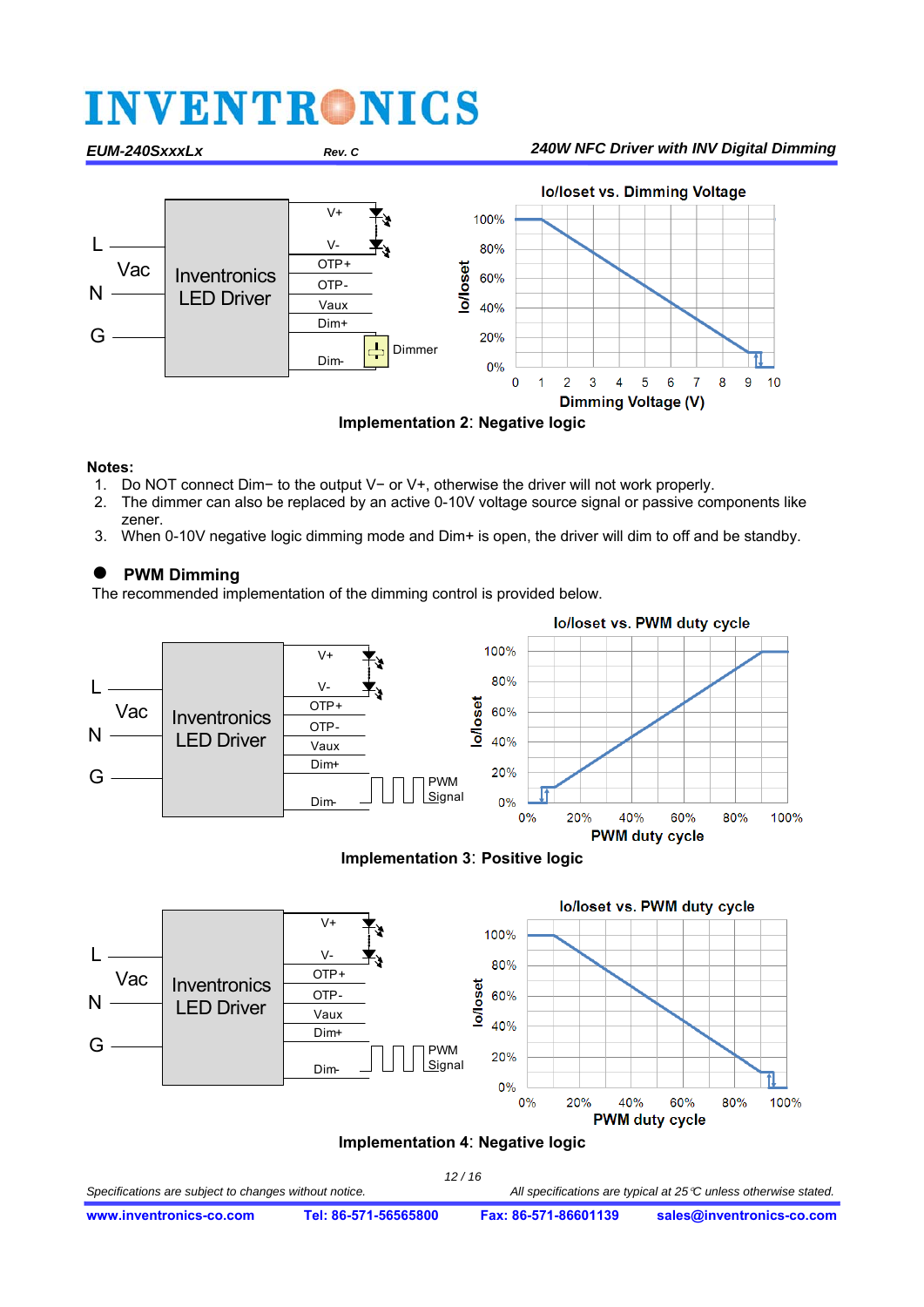L
Vac
N
G
Inventronics LED Driver
V+
V-
OTP+
OTP-
Vaux
Dim+
Dim-
Dimmer

Io/Ioset vs. Dimming Voltage

100%
80%
60%
40%
20%
0%
Io/Ioset
0 1 2 3 4 5 6 7 8 9 10
Dimming Voltage (V)

**Implementation 2: Negative logic**

**Notes:**

1. Do NOT connect Dim− to the output V− or V+, otherwise the driver will not work properly.
2. The dimmer can also be replaced by an active 0-10V voltage source signal or passive components like zener.
3. When 0-10V negative logic dimming mode and Dim+ is open, the driver will dim to off and be standby.

## PWM Dimming

The recommended implementation of the dimming control is provided below.

L
Vac
N
G
Inventronics LED Driver
V+
V-
OTP+
OTP-
Vaux
Dim+
Dim-
PWM Signal

Io/Ioset vs. PWM duty cycle

100%
80%
60%
40%
20%
0%
Io/Ioset
0% 20% 40% 60% 80% 100%
PWM duty cycle

**Implementation 3: Positive logic**

L
Vac
N
G
Inventronics LED Driver
V+
V-
OTP+
OTP-
Vaux
Dim+
Dim-
PWM Signal

Io/Ioset vs. PWM duty cycle

100%
80%
60%
40%
20%
0%
Io/Ioset
0% 20% 40% 60% 80% 100%
PWM duty cycle

**Implementation 4: Negative logic**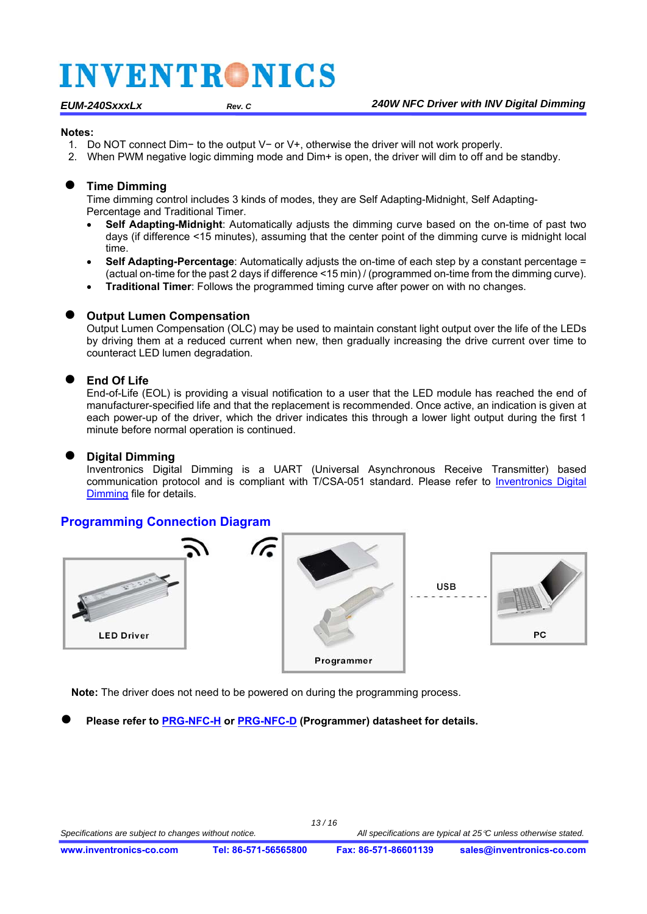**Notes:**

1. Do NOT connect Dim− to the output V− or V+, otherwise the driver will not work properly.
2. When PWM negative logic dimming mode and Dim+ is open, the driver will dim to off and be standby.

- **Time Dimming**

  Time dimming control includes 3 kinds of modes, they are Self Adapting-Midnight, Self Adapting-Percentage and Traditional Timer.

  - **Self Adapting-Midnight**: Automatically adjusts the dimming curve based on the on-time of past two days (if difference <15 minutes), assuming that the center point of the dimming curve is midnight local time.
  - **Self Adapting-Percentage**: Automatically adjusts the on-time of each step by a constant percentage = (actual on-time for the past 2 days if difference <15 min) / (programmed on-time from the dimming curve).
  - **Traditional Timer**: Follows the programmed timing curve after power on with no changes.

- **Output Lumen Compensation**

  Output Lumen Compensation (OLC) may be used to maintain constant light output over the life of the LEDs by driving them at a reduced current when new, then gradually increasing the drive current over time to counteract LED lumen degradation.

- **End Of Life**

  End-of-Life (EOL) is providing a visual notification to a user that the LED module has reached the end of manufacturer-specified life and that the replacement is recommended. Once active, an indication is given at each power-up of the driver, which the driver indicates this through a lower light output during the first 1 minute before normal operation is continued.

- **Digital Dimming**

  Inventronics Digital Dimming is a UART (Universal Asynchronous Receive Transmitter) based communication protocol and is compliant with T/CSA-051 standard. Please refer to Inventronics Digital Dimming file for details.

## Programming Connection Diagram

LED Driver

Programmer

USB

PC

**Note:** The driver does not need to be powered on during the programming process.

- **Please refer to PRG-NFC-H or PRG-NFC-D (Programmer) datasheet for details.**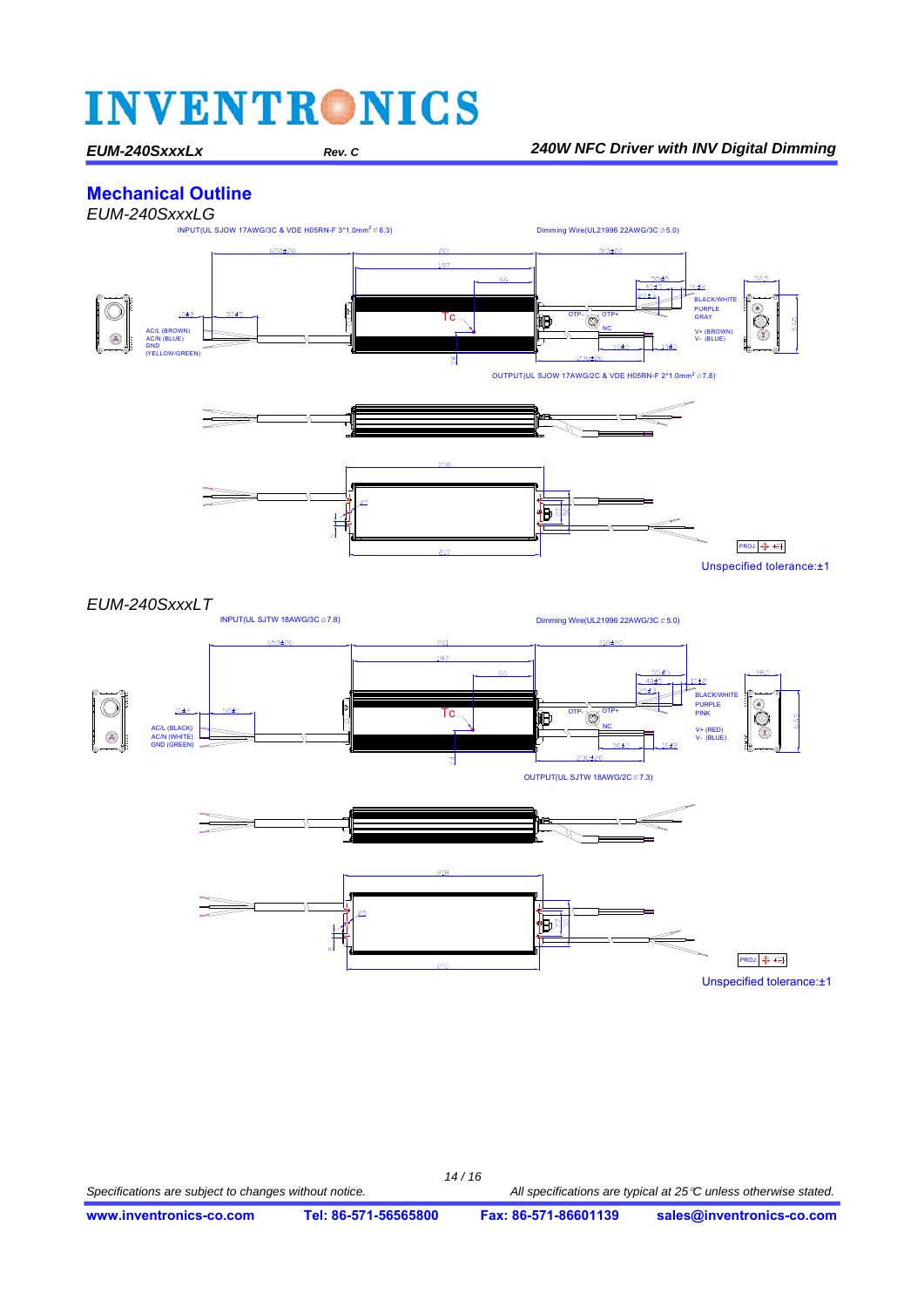## Mechanical Outline

EUM-240SxxxLG

INPUT(UL SJOW 17AWG/3C & VDE H05RN-F 3*1.0mm² ∅8.3)

Dimming Wire(UL21996 22AWG/3C ∅5.0)

650±20

201

197

66

310±20

50±5

40±5

20±2

15±2

10±2

15±2

50±5

AC/L (BROWN)
AC/N (BLUE)
GND
(YELLOW/GREEN)

Tc

OTP-

OTP+

NC

BLACK/WHITE
PURPLE
GRAY

V+ (BROWN)
V- (BLUE)

36.0

63.5

50±5

10±2

230±20

OUTPUT(UL SJOW 17AWG/2C & VDE H05RN-F 2*1.0mm² ∅7.8)

218

210

Unspecified tolerance:±1

EUM-240SxxxLT

INPUT(UL SJTW 18AWG/3C ∅7.8)

Dimming Wire(UL21996 22AWG/3C ∅5.0)

650±20

201

197

66

310±20

50±5

40±5

20±2

15±2

10±2

15±2

50±5

AC/L (BLACK)
AC/N (WHITE)
GND (GREEN)

Tc

OTP-

OTP+

NC

BLACK/WHITE
PURPLE
PINK

V+ (RED)
V- (BLUE)

36.0

63.5

50±5

10±2

230±20

OUTPUT(UL SJTW 18AWG/2C ∅7.3)

218

210

Unspecified tolerance:±1

*Specifications are subject to changes without notice.* *All specifications are typical at 25℃ unless otherwise stated.*

**www.inventronics-co.com** **Tel: 86-571-56565800** **Fax: 86-571-86601139** **sales@inventronics-co.com**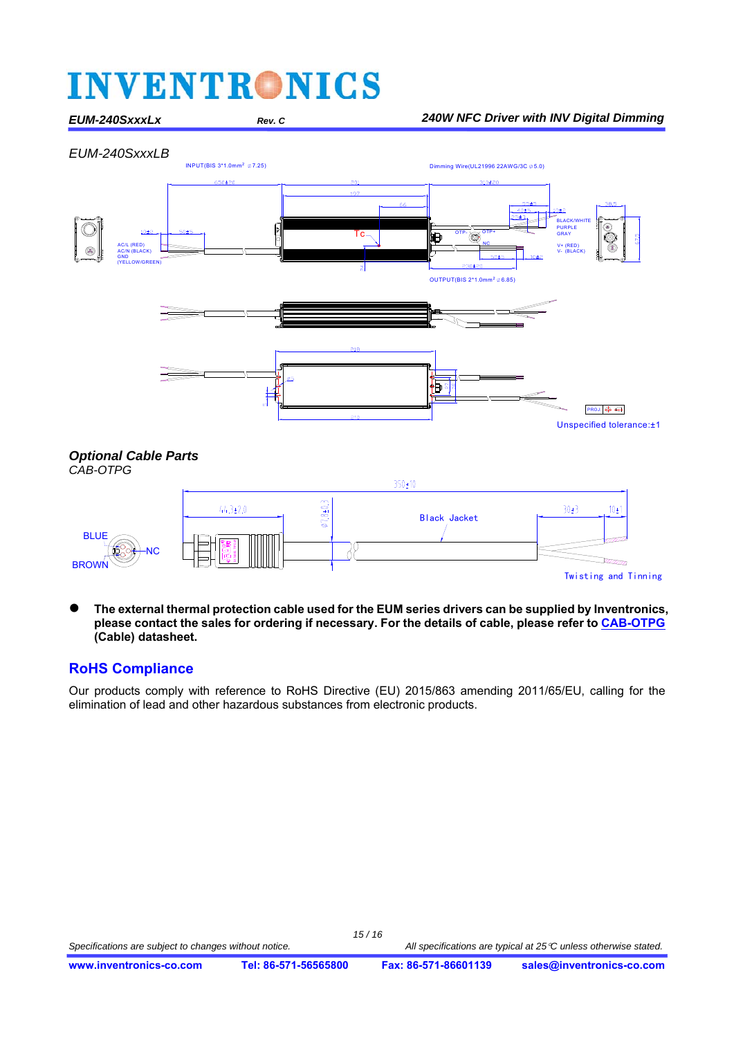*EUM-240SxxxLB*

INPUT(BIS 3*1.0mm² ⌀7.25)

Dimming Wire(UL21996 22AWG/3C ⌀5.0)

650±20

201

310±20

197

66

Tc

AC/L (RED)
AC/N (BLACK)
GND
(YELLOW/GREEN)

OTP-
OTP+
NC

BLACK/WHITE
PURPLE
GRAY

V+ (RED)
V- (BLACK)

OUTPUT(BIS 2*1.0mm² ⌀6.85)

218

212

Unspecified tolerance:±1

## Optional Cable Parts

CAB-OTPG

350±10

44.3±2.0

Black Jacket

30±3

10±1

BLUE

NC

BROWN

Twisting and Tinning

- **The external thermal protection cable used for the EUM series drivers can be supplied by Inventronics, please contact the sales for ordering if necessary. For the details of cable, please refer to CAB-OTPG (Cable) datasheet.**

## RoHS Compliance

Our products comply with reference to RoHS Directive (EU) 2015/863 amending 2011/65/EU, calling for the elimination of lead and other hazardous substances from electronic products.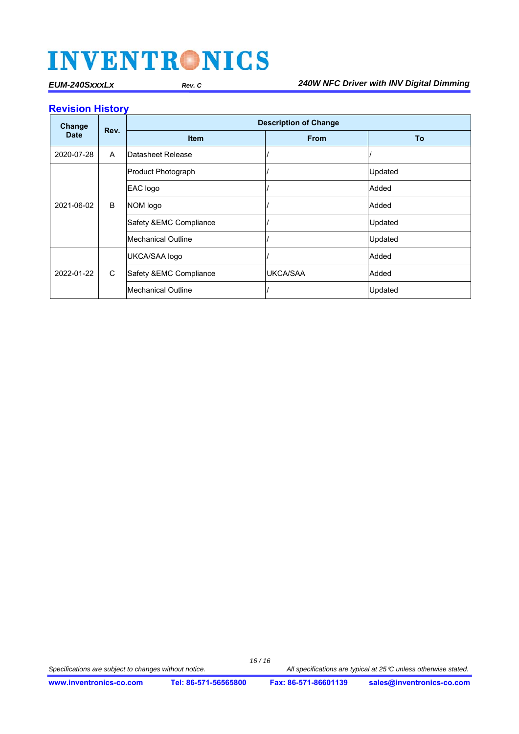## Revision History

| Change Date | Rev. | Description of Change | | |
|---|---|---|---|---|
| | | Item | From | To |
| 2020-07-28 | A | Datasheet Release | / | / |
| 2021-06-02 | B | Product Photograph | / | Updated |
| | | EAC logo | / | Added |
| | | NOM logo | / | Added |
| | | Safety &EMC Compliance | / | Updated |
| | | Mechanical Outline | / | Updated |
| 2022-01-22 | C | UKCA/SAA logo | / | Added |
| | | Safety &EMC Compliance | UKCA/SAA | Added |
| | | Mechanical Outline | / | Updated |